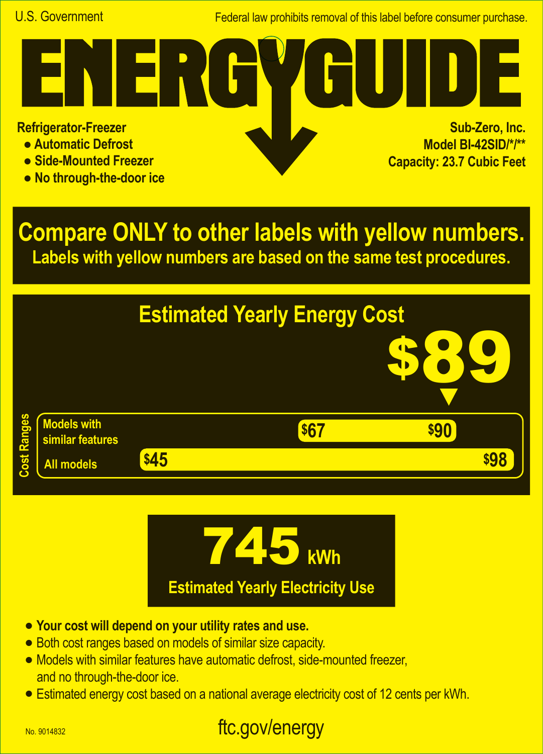U.S. Government

Federal law prohibits removal of this label before consumer purchase.

# ENERGYGUIDE

**Refrigerator-Freezer**
- **Automatic Defrost**
- **Side-Mounted Freezer**
- **No through-the-door ice**

**Sub-Zero, Inc.**
**Model BI-42SID/*/****
**Capacity: 23.7 Cubic Feet**

## Compare ONLY to other labels with yellow numbers.

**Labels with yellow numbers are based on the same test procedures.**

## Estimated Yearly Energy Cost

# $89

**Cost Ranges**

| | Low | High |
| --- | --- | --- |
| Models with similar features | $67 | $90 |
| All models | $45 | $98 |

# 745 kWh

**Estimated Yearly Electricity Use**

- **Your cost will depend on your utility rates and use.**
- Both cost ranges based on models of similar size capacity.
- Models with similar features have automatic defrost, side-mounted freezer, and no through-the-door ice.
- Estimated energy cost based on a national average electricity cost of 12 cents per kWh.

No. 9014832

ftc.gov/energy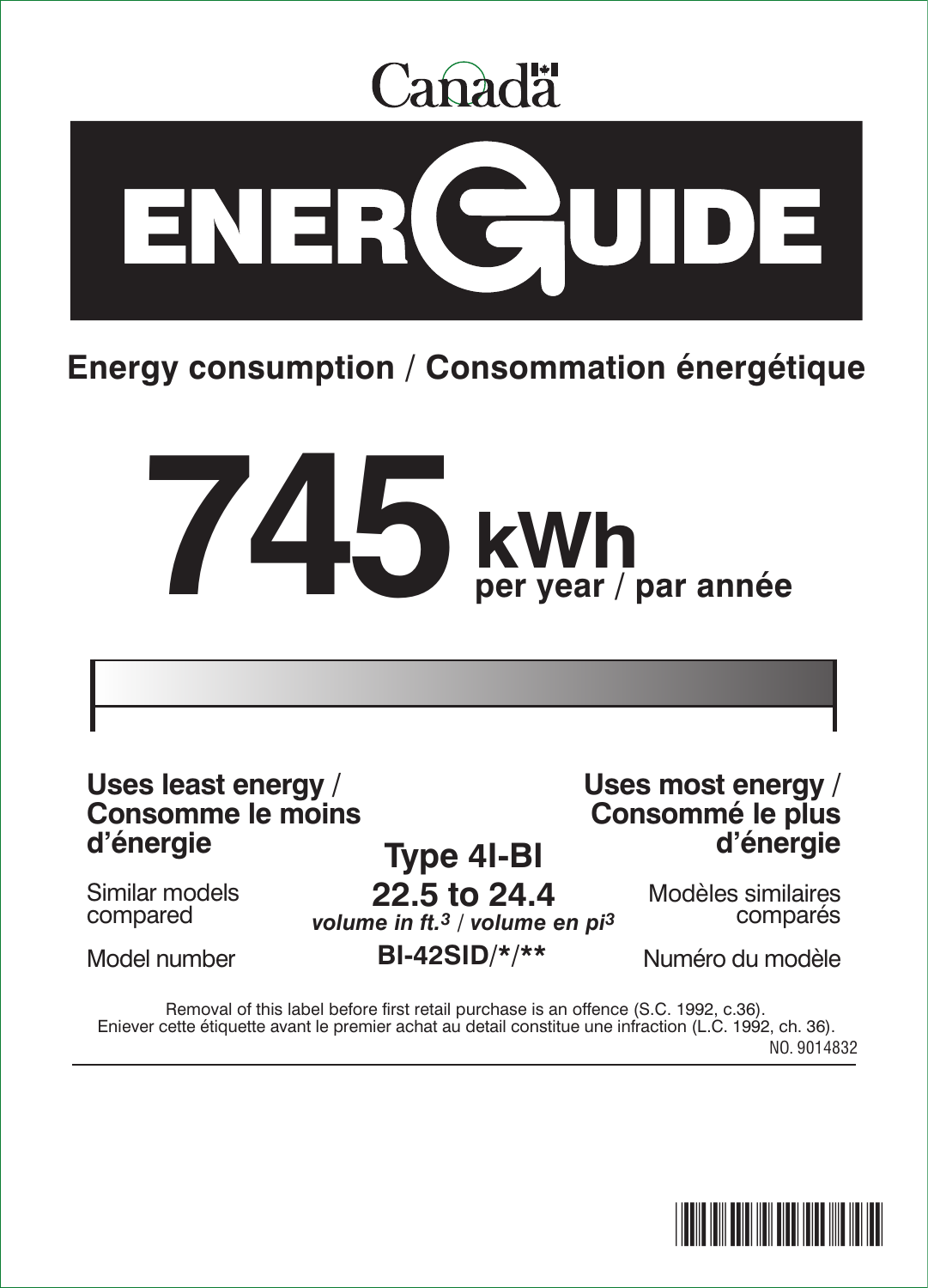Canada

# ENERGUIDE

## Energy consumption / Consommation énergétique

# 745 kWh

**per year / par année**

**Uses least energy / Consomme le moins d'énergie**

**Uses most energy / Consommé le plus d'énergie**

Similar models compared

**Type 4I-BI**

**22.5 to 24.4**

***volume in ft.$^3$ / volume en pi$^3$***

Modèles similaires comparés

Model number

**BI-42SID/*/****

Numéro du modèle

Removal of this label before first retail purchase is an offence (S.C. 1992, c.36).
Eniever cette étiquette avant le premier achat au detail constitue une infraction (L.C. 1992, ch. 36).

NO. 9014832